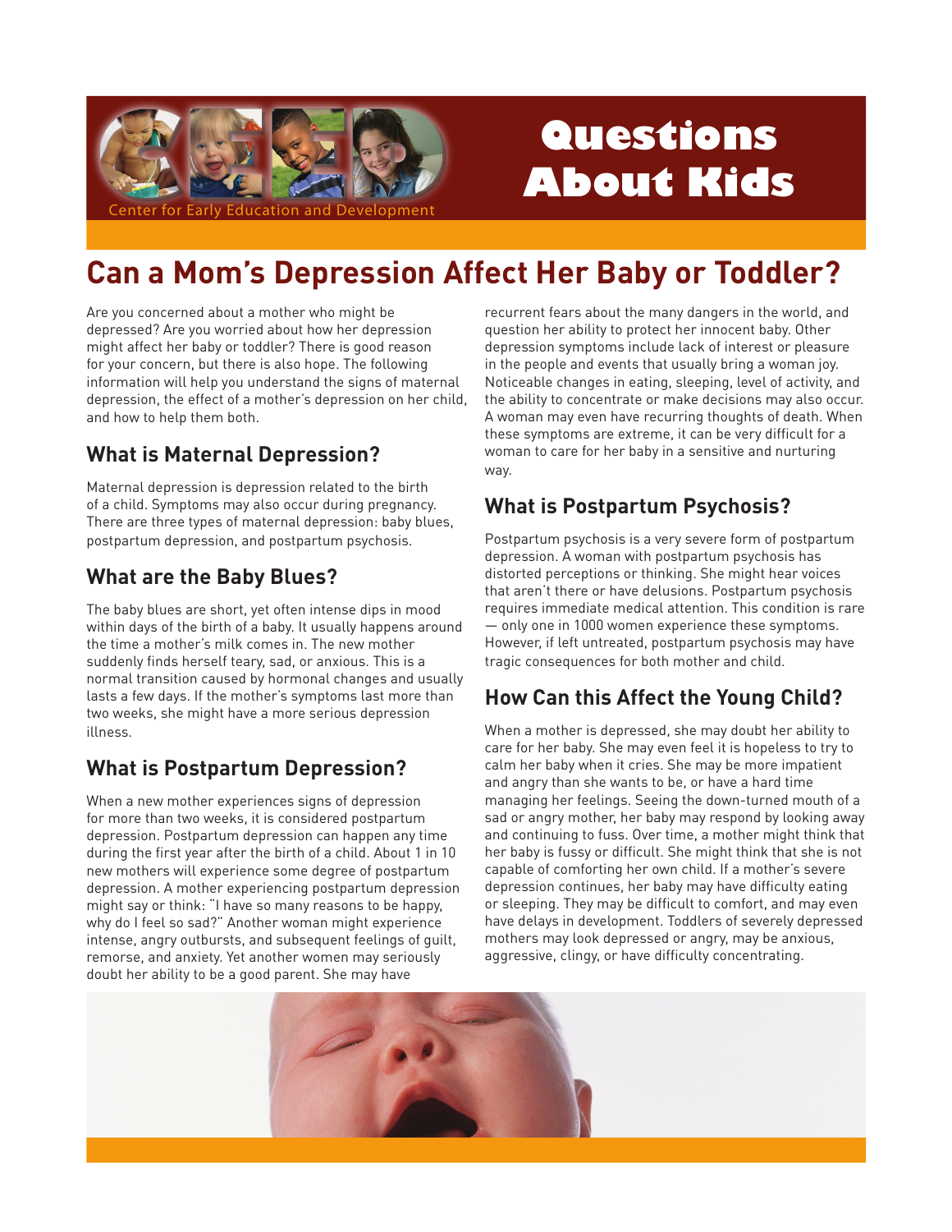Center for Early Education and Development

# Questions About Kids

## Can a Mom's Depression Affect Her Baby or Toddler?

Are you concerned about a mother who might be depressed? Are you worried about how her depression might affect her baby or toddler? There is good reason for your concern, but there is also hope. The following information will help you understand the signs of maternal depression, the effect of a mother's depression on her child, and how to help them both.

### What is Maternal Depression?

Maternal depression is depression related to the birth of a child. Symptoms may also occur during pregnancy. There are three types of maternal depression: baby blues, postpartum depression, and postpartum psychosis.

### What are the Baby Blues?

The baby blues are short, yet often intense dips in mood within days of the birth of a baby. It usually happens around the time a mother's milk comes in. The new mother suddenly finds herself teary, sad, or anxious. This is a normal transition caused by hormonal changes and usually lasts a few days. If the mother's symptoms last more than two weeks, she might have a more serious depression illness.

### What is Postpartum Depression?

When a new mother experiences signs of depression for more than two weeks, it is considered postpartum depression. Postpartum depression can happen any time during the first year after the birth of a child. About 1 in 10 new mothers will experience some degree of postpartum depression. A mother experiencing postpartum depression might say or think: "I have so many reasons to be happy, why do I feel so sad?" Another woman might experience intense, angry outbursts, and subsequent feelings of guilt, remorse, and anxiety. Yet another women may seriously doubt her ability to be a good parent. She may have recurrent fears about the many dangers in the world, and question her ability to protect her innocent baby. Other depression symptoms include lack of interest or pleasure in the people and events that usually bring a woman joy. Noticeable changes in eating, sleeping, level of activity, and the ability to concentrate or make decisions may also occur. A woman may even have recurring thoughts of death. When these symptoms are extreme, it can be very difficult for a woman to care for her baby in a sensitive and nurturing way.

### What is Postpartum Psychosis?

Postpartum psychosis is a very severe form of postpartum depression. A woman with postpartum psychosis has distorted perceptions or thinking. She might hear voices that aren't there or have delusions. Postpartum psychosis requires immediate medical attention. This condition is rare — only one in 1000 women experience these symptoms. However, if left untreated, postpartum psychosis may have tragic consequences for both mother and child.

### How Can this Affect the Young Child?

When a mother is depressed, she may doubt her ability to care for her baby. She may even feel it is hopeless to try to calm her baby when it cries. She may be more impatient and angry than she wants to be, or have a hard time managing her feelings. Seeing the down-turned mouth of a sad or angry mother, her baby may respond by looking away and continuing to fuss. Over time, a mother might think that her baby is fussy or difficult. She might think that she is not capable of comforting her own child. If a mother's severe depression continues, her baby may have difficulty eating or sleeping. They may be difficult to comfort, and may even have delays in development. Toddlers of severely depressed mothers may look depressed or angry, may be anxious, aggressive, clingy, or have difficulty concentrating.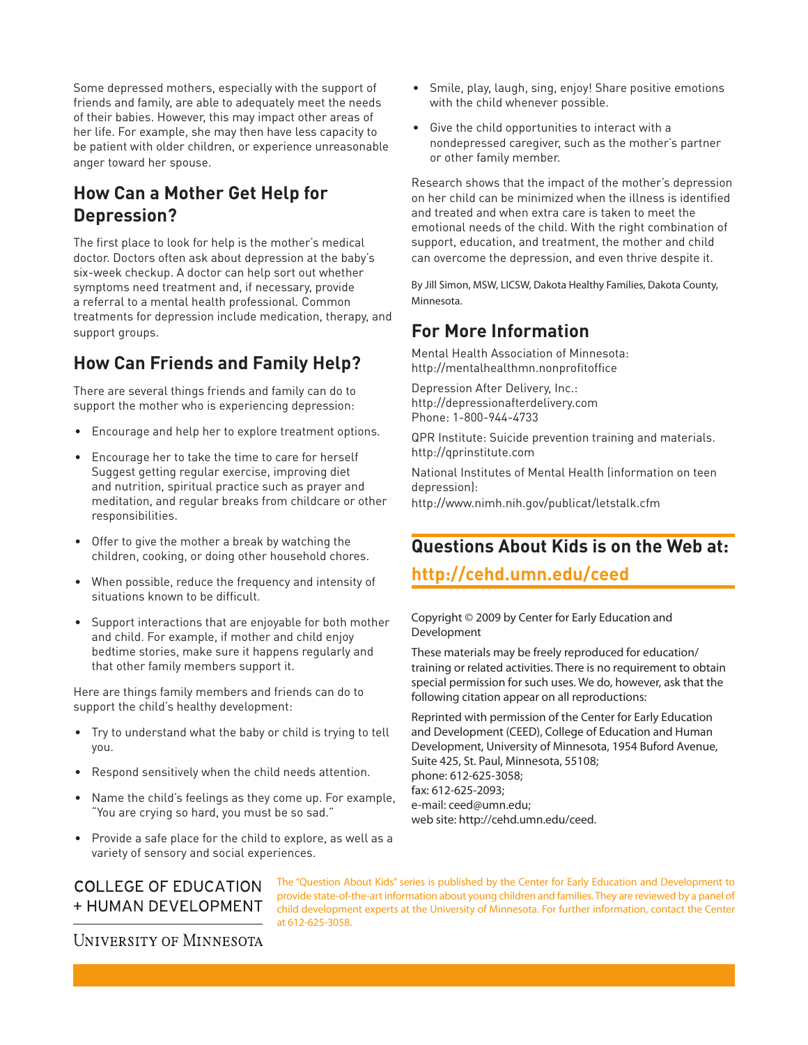Some depressed mothers, especially with the support of friends and family, are able to adequately meet the needs of their babies. However, this may impact other areas of her life. For example, she may then have less capacity to be patient with older children, or experience unreasonable anger toward her spouse.

## How Can a Mother Get Help for Depression?

The first place to look for help is the mother's medical doctor. Doctors often ask about depression at the baby's six-week checkup. A doctor can help sort out whether symptoms need treatment and, if necessary, provide a referral to a mental health professional. Common treatments for depression include medication, therapy, and support groups.

## How Can Friends and Family Help?

There are several things friends and family can do to support the mother who is experiencing depression:

- Encourage and help her to explore treatment options.
- Encourage her to take the time to care for herself Suggest getting regular exercise, improving diet and nutrition, spiritual practice such as prayer and meditation, and regular breaks from childcare or other responsibilities.
- Offer to give the mother a break by watching the children, cooking, or doing other household chores.
- When possible, reduce the frequency and intensity of situations known to be difficult.
- Support interactions that are enjoyable for both mother and child. For example, if mother and child enjoy bedtime stories, make sure it happens regularly and that other family members support it.

Here are things family members and friends can do to support the child's healthy development:

- Try to understand what the baby or child is trying to tell you.
- Respond sensitively when the child needs attention.
- Name the child's feelings as they come up. For example, "You are crying so hard, you must be so sad."
- Provide a safe place for the child to explore, as well as a variety of sensory and social experiences.
- Smile, play, laugh, sing, enjoy! Share positive emotions with the child whenever possible.
- Give the child opportunities to interact with a nondepressed caregiver, such as the mother's partner or other family member.

Research shows that the impact of the mother's depression on her child can be minimized when the illness is identified and treated and when extra care is taken to meet the emotional needs of the child. With the right combination of support, education, and treatment, the mother and child can overcome the depression, and even thrive despite it.

By Jill Simon, MSW, LICSW, Dakota Healthy Families, Dakota County, Minnesota.

## For More Information

Mental Health Association of Minnesota:
http://mentalhealthmn.nonprofitoffice

Depression After Delivery, Inc.:
http://depressionafterdelivery.com
Phone: 1-800-944-4733

QPR Institute: Suicide prevention training and materials.
http://qprinstitute.com

National Institutes of Mental Health (information on teen depression):
http://www.nimh.nih.gov/publicat/letstalk.cfm

## Questions About Kids is on the Web at:

**http://cehd.umn.edu/ceed**

Copyright © 2009 by Center for Early Education and Development

These materials may be freely reproduced for education/training or related activities. There is no requirement to obtain special permission for such uses. We do, however, ask that the following citation appear on all reproductions:

Reprinted with permission of the Center for Early Education and Development (CEED), College of Education and Human Development, University of Minnesota, 1954 Buford Avenue, Suite 425, St. Paul, Minnesota, 55108;
phone: 612-625-3058;
fax: 612-625-2093;
e-mail: ceed@umn.edu;
web site: http://cehd.umn.edu/ceed.

COLLEGE OF EDUCATION + HUMAN DEVELOPMENT

UNIVERSITY OF MINNESOTA

The "Question About Kids" series is published by the Center for Early Education and Development to provide state-of-the-art information about young children and families. They are reviewed by a panel of child development experts at the University of Minnesota. For further information, contact the Center at 612-625-3058.